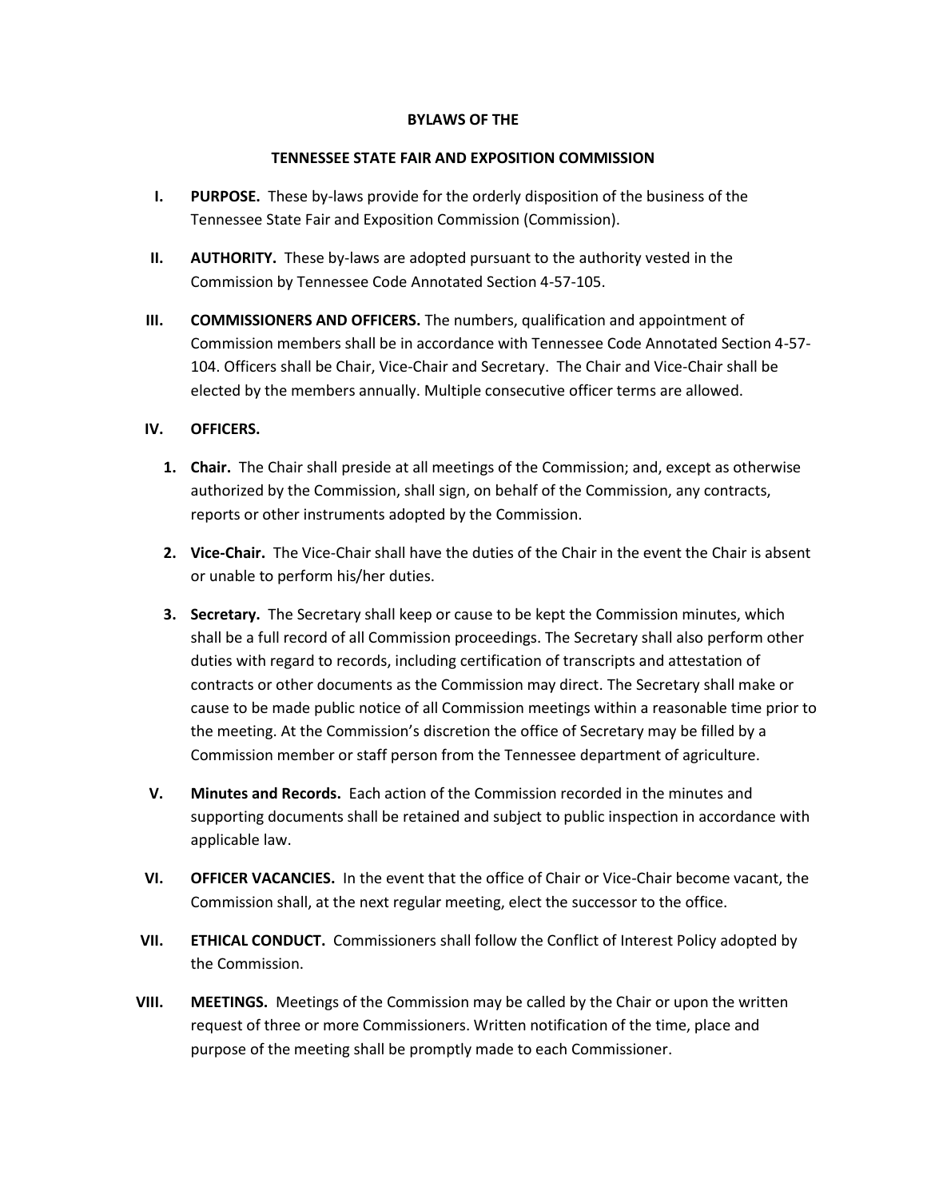**BYLAWS OF THE**

**TENNESSEE STATE FAIR AND EXPOSITION COMMISSION**

I. **PURPOSE.** These by-laws provide for the orderly disposition of the business of the Tennessee State Fair and Exposition Commission (Commission).

II. **AUTHORITY.** These by-laws are adopted pursuant to the authority vested in the Commission by Tennessee Code Annotated Section 4-57-105.

III. **COMMISSIONERS AND OFFICERS.** The numbers, qualification and appointment of Commission members shall be in accordance with Tennessee Code Annotated Section 4-57-104. Officers shall be Chair, Vice-Chair and Secretary. The Chair and Vice-Chair shall be elected by the members annually. Multiple consecutive officer terms are allowed.

IV. **OFFICERS.**

1. **Chair.** The Chair shall preside at all meetings of the Commission; and, except as otherwise authorized by the Commission, shall sign, on behalf of the Commission, any contracts, reports or other instruments adopted by the Commission.

2. **Vice-Chair.** The Vice-Chair shall have the duties of the Chair in the event the Chair is absent or unable to perform his/her duties.

3. **Secretary.** The Secretary shall keep or cause to be kept the Commission minutes, which shall be a full record of all Commission proceedings. The Secretary shall also perform other duties with regard to records, including certification of transcripts and attestation of contracts or other documents as the Commission may direct. The Secretary shall make or cause to be made public notice of all Commission meetings within a reasonable time prior to the meeting. At the Commission's discretion the office of Secretary may be filled by a Commission member or staff person from the Tennessee department of agriculture.

V. **Minutes and Records.** Each action of the Commission recorded in the minutes and supporting documents shall be retained and subject to public inspection in accordance with applicable law.

VI. **OFFICER VACANCIES.** In the event that the office of Chair or Vice-Chair become vacant, the Commission shall, at the next regular meeting, elect the successor to the office.

VII. **ETHICAL CONDUCT.** Commissioners shall follow the Conflict of Interest Policy adopted by the Commission.

VIII. **MEETINGS.** Meetings of the Commission may be called by the Chair or upon the written request of three or more Commissioners. Written notification of the time, place and purpose of the meeting shall be promptly made to each Commissioner.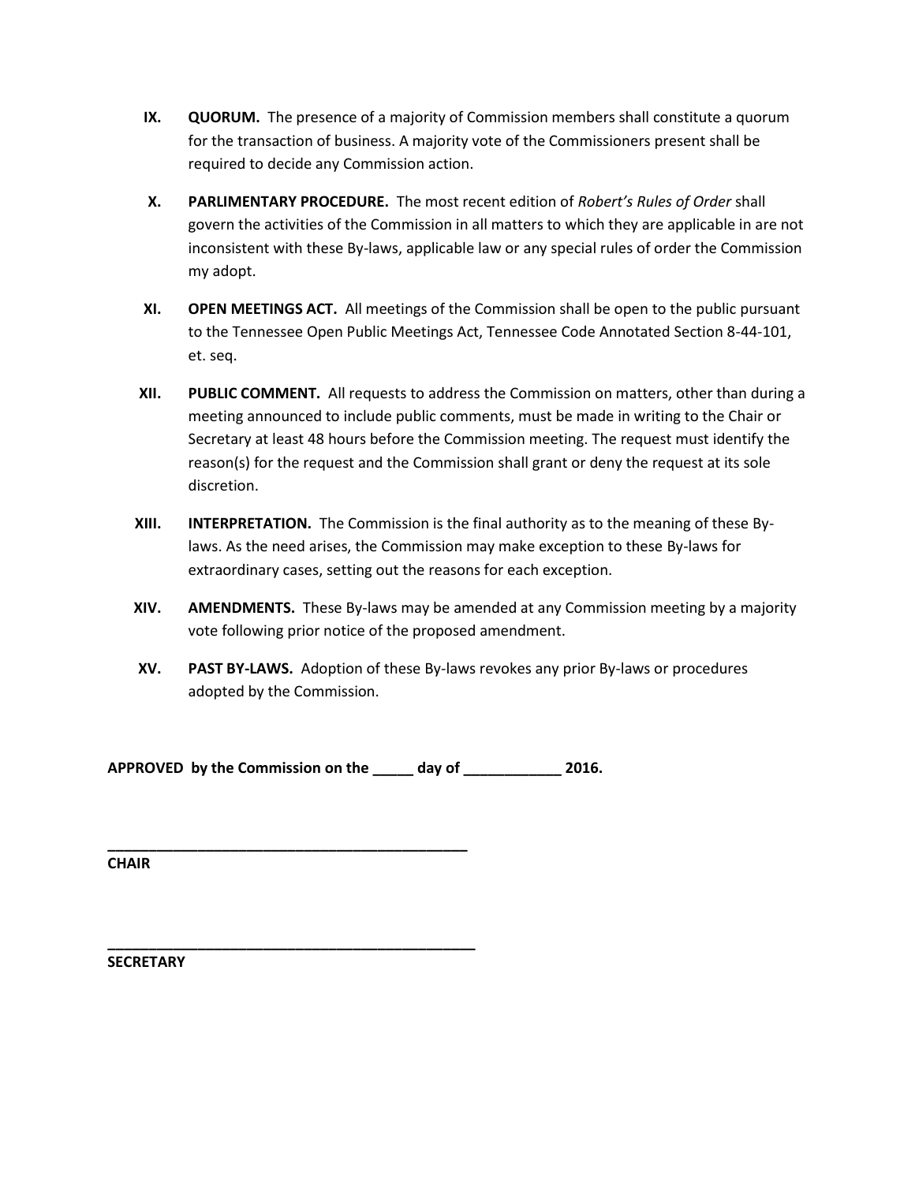**IX.** **QUORUM.** The presence of a majority of Commission members shall constitute a quorum for the transaction of business. A majority vote of the Commissioners present shall be required to decide any Commission action.

**X.** **PARLIMENTARY PROCEDURE.** The most recent edition of *Robert's Rules of Order* shall govern the activities of the Commission in all matters to which they are applicable in are not inconsistent with these By-laws, applicable law or any special rules of order the Commission my adopt.

**XI.** **OPEN MEETINGS ACT.** All meetings of the Commission shall be open to the public pursuant to the Tennessee Open Public Meetings Act, Tennessee Code Annotated Section 8-44-101, et. seq.

**XII.** **PUBLIC COMMENT.** All requests to address the Commission on matters, other than during a meeting announced to include public comments, must be made in writing to the Chair or Secretary at least 48 hours before the Commission meeting. The request must identify the reason(s) for the request and the Commission shall grant or deny the request at its sole discretion.

**XIII.** **INTERPRETATION.** The Commission is the final authority as to the meaning of these By-laws. As the need arises, the Commission may make exception to these By-laws for extraordinary cases, setting out the reasons for each exception.

**XIV.** **AMENDMENTS.** These By-laws may be amended at any Commission meeting by a majority vote following prior notice of the proposed amendment.

**XV.** **PAST BY-LAWS.** Adoption of these By-laws revokes any prior By-laws or procedures adopted by the Commission.

**APPROVED by the Commission on the _____ day of ____________ 2016.**

**______________________________________________**
**CHAIR**

**______________________________________________**
**SECRETARY**